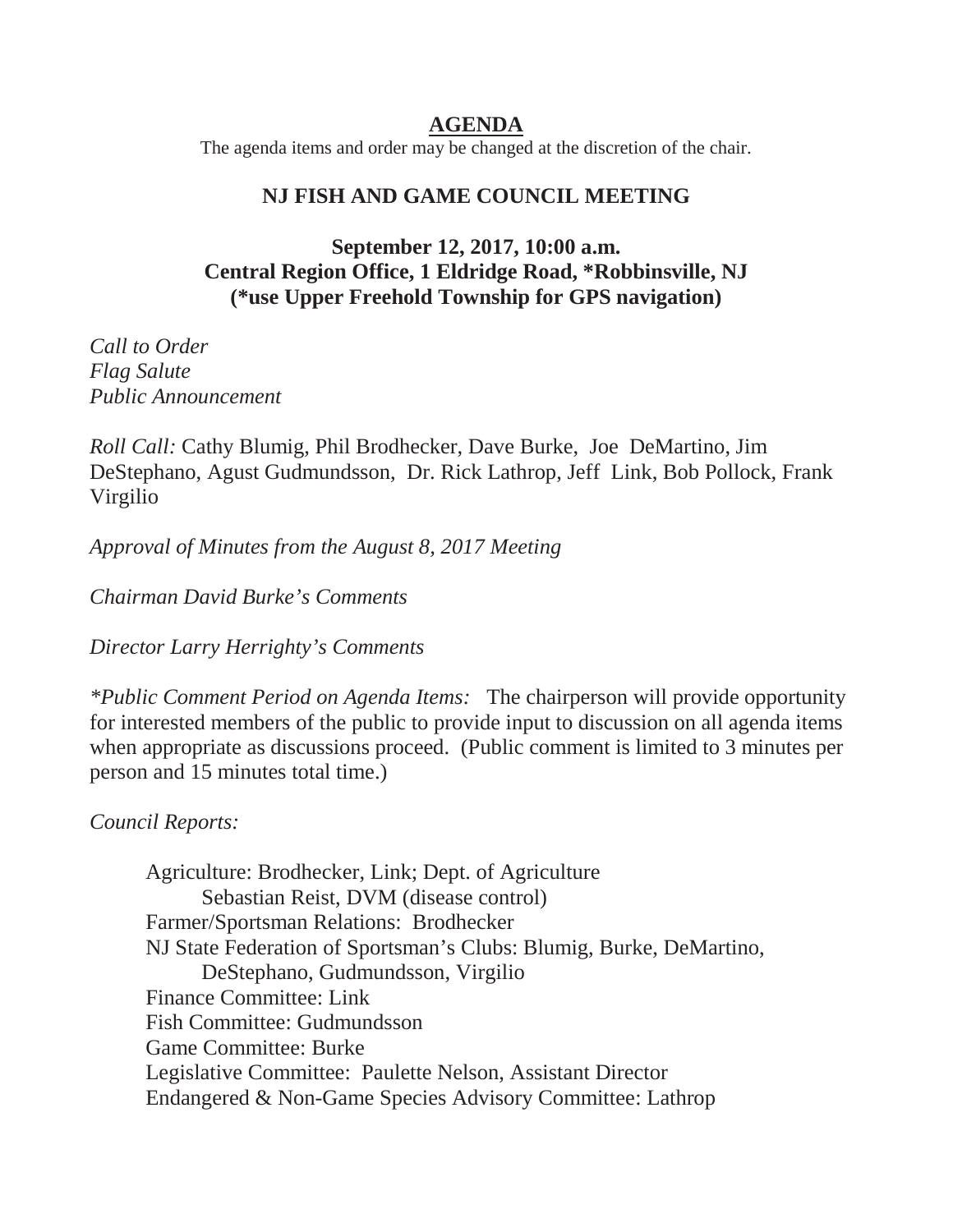# AGENDA

The agenda items and order may be changed at the discretion of the chair.

## NJ FISH AND GAME COUNCIL MEETING

### September 12, 2017, 10:00 a.m.
### Central Region Office, 1 Eldridge Road, *Robbinsville, NJ
### (*use Upper Freehold Township for GPS navigation)

*Call to Order*
*Flag Salute*
*Public Announcement*

*Roll Call:* Cathy Blumig, Phil Brodhecker, Dave Burke, Joe DeMartino, Jim DeStephano, Agust Gudmundsson, Dr. Rick Lathrop, Jeff Link, Bob Pollock, Frank Virgilio

*Approval of Minutes from the August 8, 2017 Meeting*

*Chairman David Burke's Comments*

*Director Larry Herrighty's Comments*

*\*Public Comment Period on Agenda Items:* The chairperson will provide opportunity for interested members of the public to provide input to discussion on all agenda items when appropriate as discussions proceed. (Public comment is limited to 3 minutes per person and 15 minutes total time.)

*Council Reports:*

- Agriculture: Brodhecker, Link; Dept. of Agriculture
  - Sebastian Reist, DVM (disease control)
- Farmer/Sportsman Relations: Brodhecker
- NJ State Federation of Sportsman's Clubs: Blumig, Burke, DeMartino, DeStephano, Gudmundsson, Virgilio
- Finance Committee: Link
- Fish Committee: Gudmundsson
- Game Committee: Burke
- Legislative Committee: Paulette Nelson, Assistant Director
- Endangered & Non-Game Species Advisory Committee: Lathrop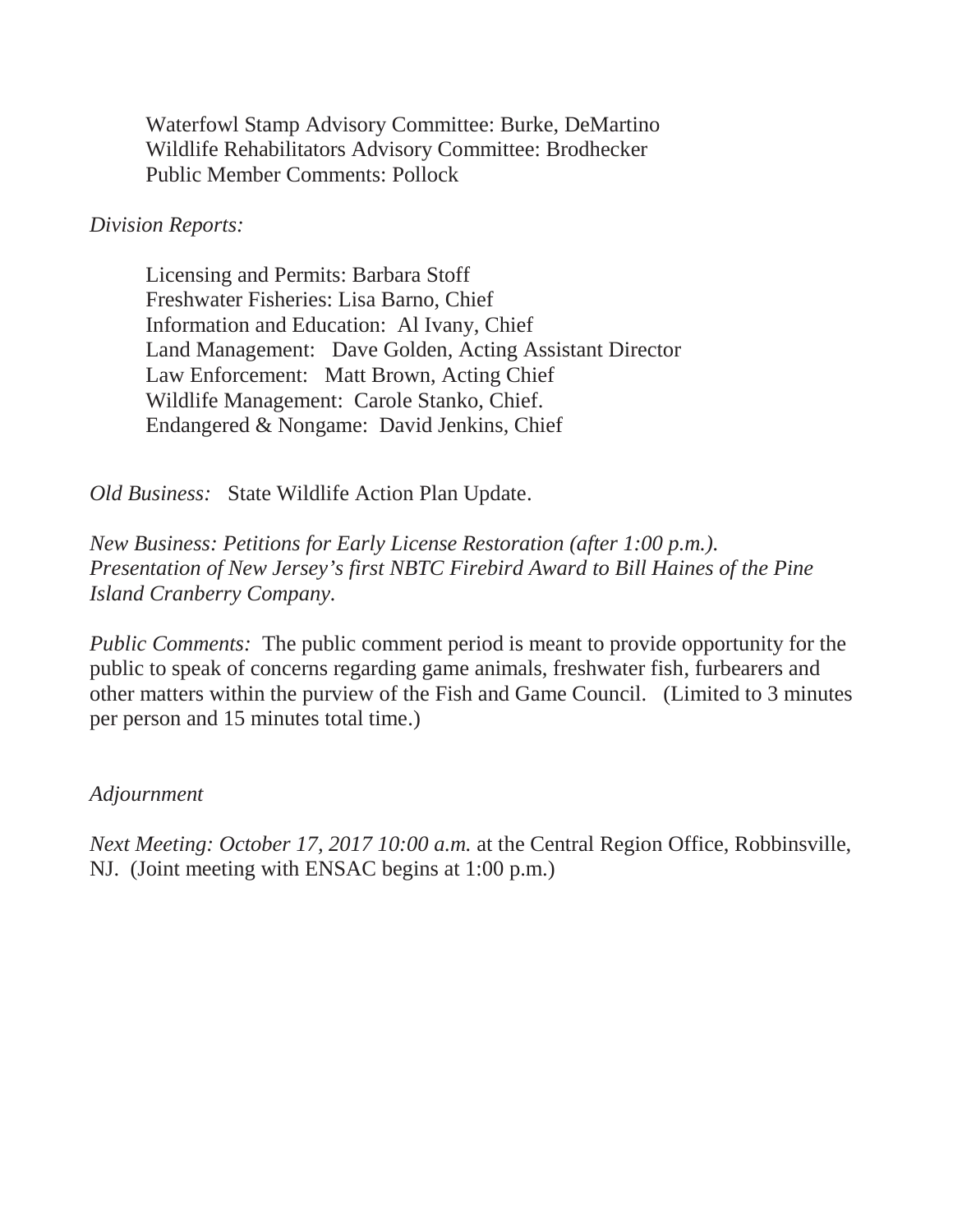Waterfowl Stamp Advisory Committee: Burke, DeMartino
Wildlife Rehabilitators Advisory Committee: Brodhecker
Public Member Comments: Pollock

*Division Reports:*

Licensing and Permits: Barbara Stoff
Freshwater Fisheries: Lisa Barno, Chief
Information and Education: Al Ivany, Chief
Land Management: Dave Golden, Acting Assistant Director
Law Enforcement: Matt Brown, Acting Chief
Wildlife Management: Carole Stanko, Chief.
Endangered & Nongame: David Jenkins, Chief

*Old Business:* State Wildlife Action Plan Update.

*New Business: Petitions for Early License Restoration (after 1:00 p.m.). Presentation of New Jersey's first NBTC Firebird Award to Bill Haines of the Pine Island Cranberry Company.*

*Public Comments:* The public comment period is meant to provide opportunity for the public to speak of concerns regarding game animals, freshwater fish, furbearers and other matters within the purview of the Fish and Game Council. (Limited to 3 minutes per person and 15 minutes total time.)

*Adjournment*

*Next Meeting: October 17, 2017 10:00 a.m.* at the Central Region Office, Robbinsville, NJ. (Joint meeting with ENSAC begins at 1:00 p.m.)